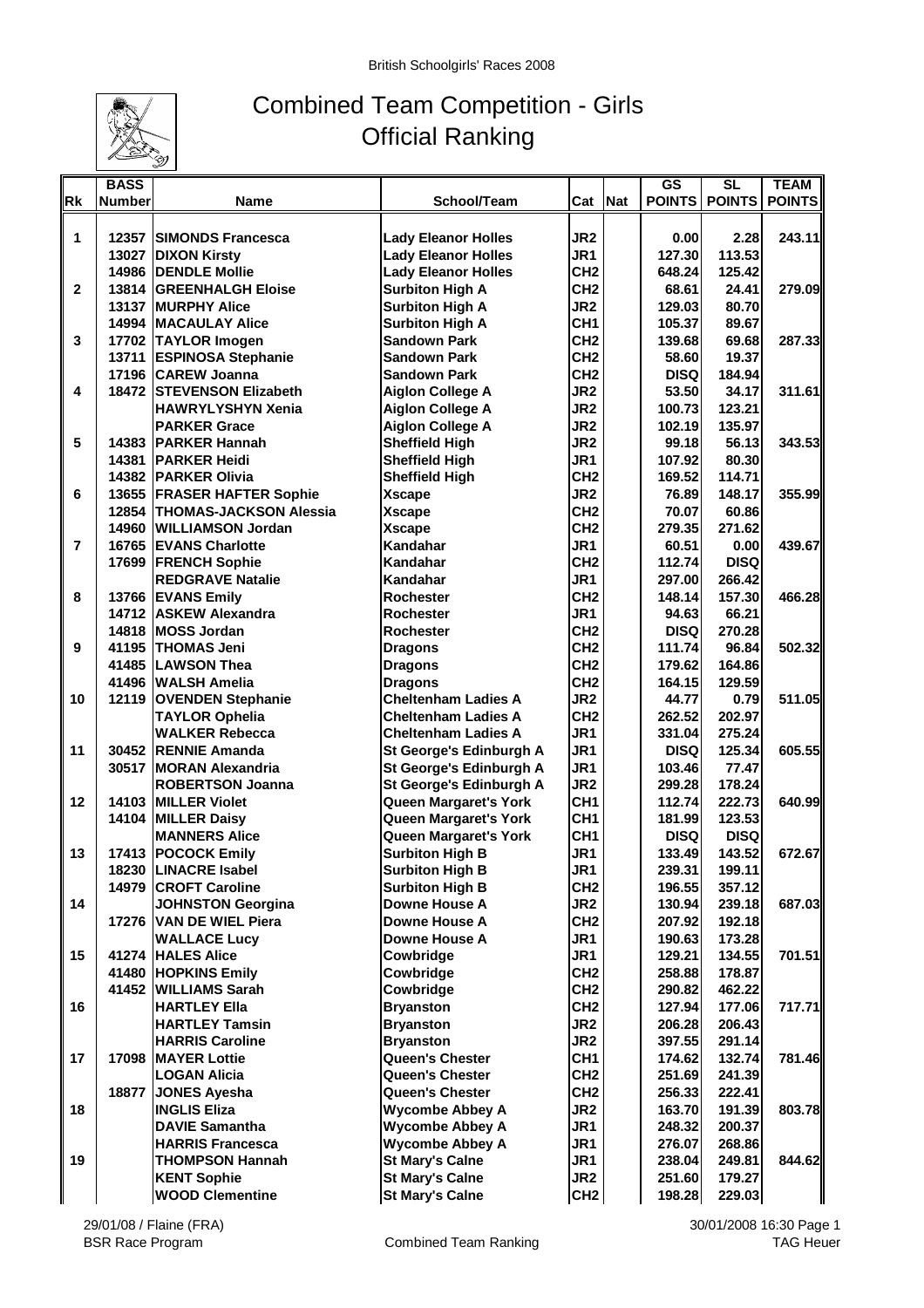British Schoolgirls' Races 2008

# Combined Team Competition - Girls
## Official Ranking

| Rk | BASS Number | Name | School/Team | Cat | Nat | GS POINTS | SL POINTS | TEAM POINTS |
|---|---|---|---|---|---|---|---|---|
| 1 | 12357 | SIMONDS Francesca | Lady Eleanor Holles | JR2 | | 0.00 | 2.28 | 243.11 |
| | 13027 | DIXON Kirsty | Lady Eleanor Holles | JR1 | | 127.30 | 113.53 | |
| | 14986 | DENDLE Mollie | Lady Eleanor Holles | CH2 | | 648.24 | 125.42 | |
| 2 | 13814 | GREENHALGH Eloise | Surbiton High A | CH2 | | 68.61 | 24.41 | 279.09 |
| | 13137 | MURPHY Alice | Surbiton High A | JR2 | | 129.03 | 80.70 | |
| | 14994 | MACAULAY Alice | Surbiton High A | CH1 | | 105.37 | 89.67 | |
| 3 | 17702 | TAYLOR Imogen | Sandown Park | CH2 | | 139.68 | 69.68 | 287.33 |
| | 13711 | ESPINOSA Stephanie | Sandown Park | CH2 | | 58.60 | 19.37 | |
| | 17196 | CAREW Joanna | Sandown Park | CH2 | | DISQ | 184.94 | |
| 4 | 18472 | STEVENSON Elizabeth | Aiglon College A | JR2 | | 53.50 | 34.17 | 311.61 |
| | | HAWRYLYSHYN Xenia | Aiglon College A | JR2 | | 100.73 | 123.21 | |
| | | PARKER Grace | Aiglon College A | JR2 | | 102.19 | 135.97 | |
| 5 | 14383 | PARKER Hannah | Sheffield High | JR2 | | 99.18 | 56.13 | 343.53 |
| | 14381 | PARKER Heidi | Sheffield High | JR1 | | 107.92 | 80.30 | |
| | 14382 | PARKER Olivia | Sheffield High | CH2 | | 169.52 | 114.71 | |
| 6 | 13655 | FRASER HAFTER Sophie | Xscape | JR2 | | 76.89 | 148.17 | 355.99 |
| | 12854 | THOMAS-JACKSON Alessia | Xscape | CH2 | | 70.07 | 60.86 | |
| | 14960 | WILLIAMSON Jordan | Xscape | CH2 | | 279.35 | 271.62 | |
| 7 | 16765 | EVANS Charlotte | Kandahar | JR1 | | 60.51 | 0.00 | 439.67 |
| | 17699 | FRENCH Sophie | Kandahar | CH2 | | 112.74 | DISQ | |
| | | REDGRAVE Natalie | Kandahar | JR1 | | 297.00 | 266.42 | |
| 8 | 13766 | EVANS Emily | Rochester | CH2 | | 148.14 | 157.30 | 466.28 |
| | 14712 | ASKEW Alexandra | Rochester | JR1 | | 94.63 | 66.21 | |
| | 14818 | MOSS Jordan | Rochester | CH2 | | DISQ | 270.28 | |
| 9 | 41195 | THOMAS Jeni | Dragons | CH2 | | 111.74 | 96.84 | 502.32 |
| | 41485 | LAWSON Thea | Dragons | CH2 | | 179.62 | 164.86 | |
| | 41496 | WALSH Amelia | Dragons | CH2 | | 164.15 | 129.59 | |
| 10 | 12119 | OVENDEN Stephanie | Cheltenham Ladies A | JR2 | | 44.77 | 0.79 | 511.05 |
| | | TAYLOR Ophelia | Cheltenham Ladies A | CH2 | | 262.52 | 202.97 | |
| | | WALKER Rebecca | Cheltenham Ladies A | JR1 | | 331.04 | 275.24 | |
| 11 | 30452 | RENNIE Amanda | St George's Edinburgh A | JR1 | | DISQ | 125.34 | 605.55 |
| | 30517 | MORAN Alexandria | St George's Edinburgh A | JR1 | | 103.46 | 77.47 | |
| | | ROBERTSON Joanna | St George's Edinburgh A | JR2 | | 299.28 | 178.24 | |
| 12 | 14103 | MILLER Violet | Queen Margaret's York | CH1 | | 112.74 | 222.73 | 640.99 |
| | 14104 | MILLER Daisy | Queen Margaret's York | CH1 | | 181.99 | 123.53 | |
| | | MANNERS Alice | Queen Margaret's York | CH1 | | DISQ | DISQ | |
| 13 | 17413 | POCOCK Emily | Surbiton High B | JR1 | | 133.49 | 143.52 | 672.67 |
| | 18230 | LINACRE Isabel | Surbiton High B | JR1 | | 239.31 | 199.11 | |
| | 14979 | CROFT Caroline | Surbiton High B | CH2 | | 196.55 | 357.12 | |
| 14 | | JOHNSTON Georgina | Downe House A | JR2 | | 130.94 | 239.18 | 687.03 |
| | 17276 | VAN DE WIEL Piera | Downe House A | CH2 | | 207.92 | 192.18 | |
| | | WALLACE Lucy | Downe House A | JR1 | | 190.63 | 173.28 | |
| 15 | 41274 | HALES Alice | Cowbridge | JR1 | | 129.21 | 134.55 | 701.51 |
| | 41480 | HOPKINS Emily | Cowbridge | CH2 | | 258.88 | 178.87 | |
| | 41452 | WILLIAMS Sarah | Cowbridge | CH2 | | 290.82 | 462.22 | |
| 16 | | HARTLEY Ella | Bryanston | CH2 | | 127.94 | 177.06 | 717.71 |
| | | HARTLEY Tamsin | Bryanston | JR2 | | 206.28 | 206.43 | |
| | | HARRIS Caroline | Bryanston | JR2 | | 397.55 | 291.14 | |
| 17 | 17098 | MAYER Lottie | Queen's Chester | CH1 | | 174.62 | 132.74 | 781.46 |
| | | LOGAN Alicia | Queen's Chester | CH2 | | 251.69 | 241.39 | |
| | 18877 | JONES Ayesha | Queen's Chester | CH2 | | 256.33 | 222.41 | |
| 18 | | INGLIS Eliza | Wycombe Abbey A | JR2 | | 163.70 | 191.39 | 803.78 |
| | | DAVIE Samantha | Wycombe Abbey A | JR1 | | 248.32 | 200.37 | |
| | | HARRIS Francesca | Wycombe Abbey A | JR1 | | 276.07 | 268.86 | |
| 19 | | THOMPSON Hannah | St Mary's Calne | JR1 | | 238.04 | 249.81 | 844.62 |
| | | KENT Sophie | St Mary's Calne | JR2 | | 251.60 | 179.27 | |
| | | WOOD Clementine | St Mary's Calne | CH2 | | 198.28 | 229.03 | |

29/01/08 / Flaine (FRA)
BSR Race Program — Combined Team Ranking — 30/01/2008 16:30 — TAG Heuer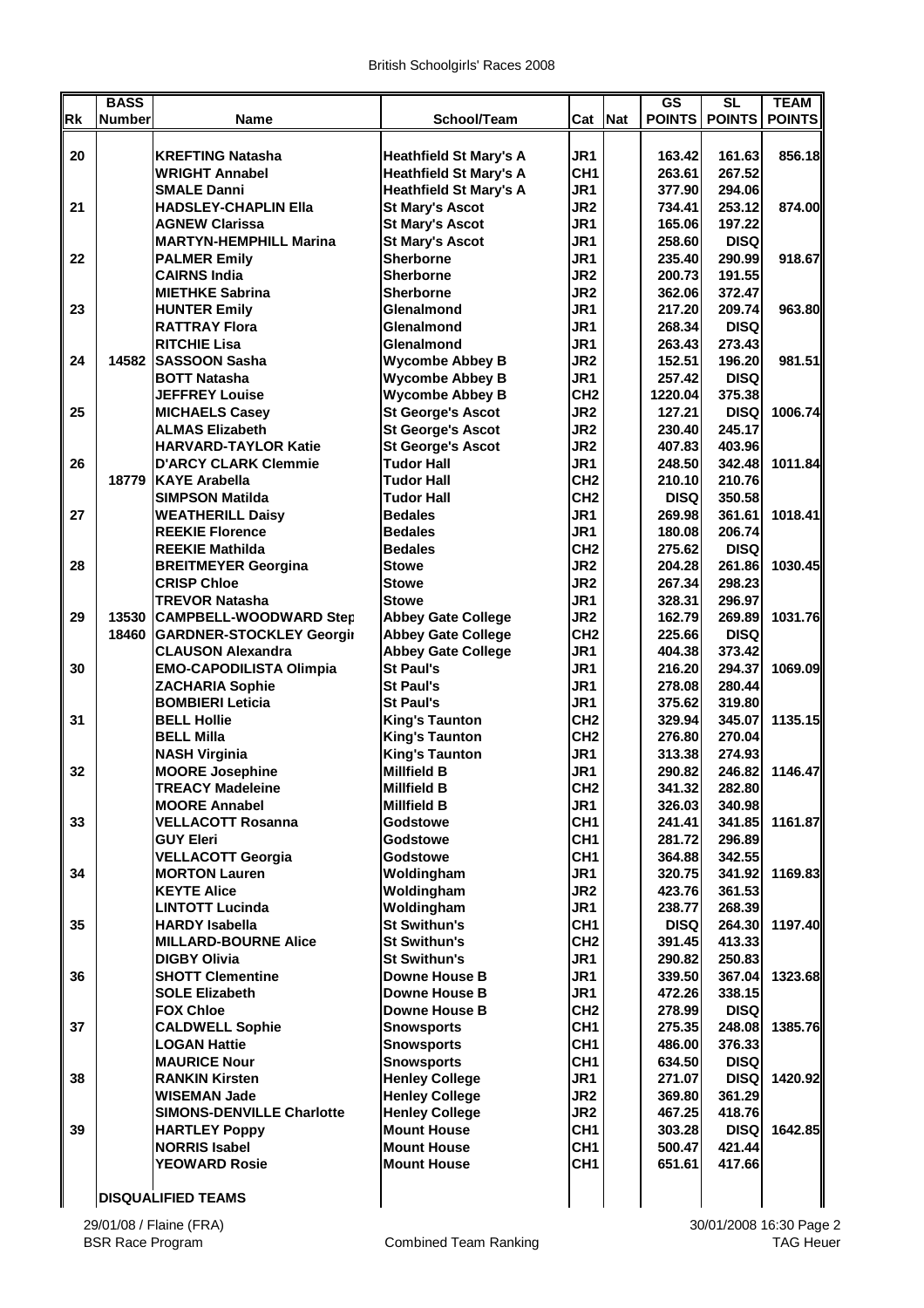British Schoolgirls' Races 2008

| Rk | BASS Number | Name | School/Team | Cat | Nat | GS POINTS | SL POINTS | TEAM POINTS |
|---|---|---|---|---|---|---|---|---|
| 20 | | KREFTING Natasha | Heathfield St Mary's A | JR1 | | 163.42 | 161.63 | 856.18 |
| | | WRIGHT Annabel | Heathfield St Mary's A | CH1 | | 263.61 | 267.52 | |
| | | SMALE Danni | Heathfield St Mary's A | JR1 | | 377.90 | 294.06 | |
| 21 | | HADSLEY-CHAPLIN Ella | St Mary's Ascot | JR2 | | 734.41 | 253.12 | 874.00 |
| | | AGNEW Clarissa | St Mary's Ascot | JR1 | | 165.06 | 197.22 | |
| | | MARTYN-HEMPHILL Marina | St Mary's Ascot | JR1 | | 258.60 | DISQ | |
| 22 | | PALMER Emily | Sherborne | JR1 | | 235.40 | 290.99 | 918.67 |
| | | CAIRNS India | Sherborne | JR2 | | 200.73 | 191.55 | |
| | | MIETHKE Sabrina | Sherborne | JR2 | | 362.06 | 372.47 | |
| 23 | | HUNTER Emily | Glenalmond | JR1 | | 217.20 | 209.74 | 963.80 |
| | | RATTRAY Flora | Glenalmond | JR1 | | 268.34 | DISQ | |
| | | RITCHIE Lisa | Glenalmond | JR1 | | 263.43 | 273.43 | |
| 24 | 14582 | SASSOON Sasha | Wycombe Abbey B | JR2 | | 152.51 | 196.20 | 981.51 |
| | | BOTT Natasha | Wycombe Abbey B | JR1 | | 257.42 | DISQ | |
| | | JEFFREY Louise | Wycombe Abbey B | CH2 | | 1220.04 | 375.38 | |
| 25 | | MICHAELS Casey | St George's Ascot | JR2 | | 127.21 | DISQ | 1006.74 |
| | | ALMAS Elizabeth | St George's Ascot | JR2 | | 230.40 | 245.17 | |
| | | HARVARD-TAYLOR Katie | St George's Ascot | JR2 | | 407.83 | 403.96 | |
| 26 | | D'ARCY CLARK Clemmie | Tudor Hall | JR1 | | 248.50 | 342.48 | 1011.84 |
| | 18779 | KAYE Arabella | Tudor Hall | CH2 | | 210.10 | 210.76 | |
| | | SIMPSON Matilda | Tudor Hall | CH2 | | DISQ | 350.58 | |
| 27 | | WEATHERILL Daisy | Bedales | JR1 | | 269.98 | 361.61 | 1018.41 |
| | | REEKIE Florence | Bedales | JR1 | | 180.08 | 206.74 | |
| | | REEKIE Mathilda | Bedales | CH2 | | 275.62 | DISQ | |
| 28 | | BREITMEYER Georgina | Stowe | JR2 | | 204.28 | 261.86 | 1030.45 |
| | | CRISP Chloe | Stowe | JR2 | | 267.34 | 298.23 | |
| | | TREVOR Natasha | Stowe | JR1 | | 328.31 | 296.97 | |
| 29 | 13530 | CAMPBELL-WOODWARD Step | Abbey Gate College | JR2 | | 162.79 | 269.89 | 1031.76 |
| | 18460 | GARDNER-STOCKLEY Georgi | Abbey Gate College | CH2 | | 225.66 | DISQ | |
| | | CLAUSON Alexandra | Abbey Gate College | JR1 | | 404.38 | 373.42 | |
| 30 | | EMO-CAPODILISTA Olimpia | St Paul's | JR1 | | 216.20 | 294.37 | 1069.09 |
| | | ZACHARIA Sophie | St Paul's | JR1 | | 278.08 | 280.44 | |
| | | BOMBIERI Leticia | St Paul's | JR1 | | 375.62 | 319.80 | |
| 31 | | BELL Hollie | King's Taunton | CH2 | | 329.94 | 345.07 | 1135.15 |
| | | BELL Milla | King's Taunton | CH2 | | 276.80 | 270.04 | |
| | | NASH Virginia | King's Taunton | JR1 | | 313.38 | 274.93 | |
| 32 | | MOORE Josephine | Millfield B | JR1 | | 290.82 | 246.82 | 1146.47 |
| | | TREACY Madeleine | Millfield B | CH2 | | 341.32 | 282.80 | |
| | | MOORE Annabel | Millfield B | JR1 | | 326.03 | 340.98 | |
| 33 | | VELLACOTT Rosanna | Godstowe | CH1 | | 241.41 | 341.85 | 1161.87 |
| | | GUY Eleri | Godstowe | CH1 | | 281.72 | 296.89 | |
| | | VELLACOTT Georgia | Godstowe | CH1 | | 364.88 | 342.55 | |
| 34 | | MORTON Lauren | Woldingham | JR1 | | 320.75 | 341.92 | 1169.83 |
| | | KEYTE Alice | Woldingham | JR2 | | 423.76 | 361.53 | |
| | | LINTOTT Lucinda | Woldingham | JR1 | | 238.77 | 268.39 | |
| 35 | | HARDY Isabella | St Swithun's | CH1 | | DISQ | 264.30 | 1197.40 |
| | | MILLARD-BOURNE Alice | St Swithun's | CH2 | | 391.45 | 413.33 | |
| | | DIGBY Olivia | St Swithun's | JR1 | | 290.82 | 250.83 | |
| 36 | | SHOTT Clementine | Downe House B | JR1 | | 339.50 | 367.04 | 1323.68 |
| | | SOLE Elizabeth | Downe House B | JR1 | | 472.26 | 338.15 | |
| | | FOX Chloe | Downe House B | CH2 | | 278.99 | DISQ | |
| 37 | | CALDWELL Sophie | Snowsports | CH1 | | 275.35 | 248.08 | 1385.76 |
| | | LOGAN Hattie | Snowsports | CH1 | | 486.00 | 376.33 | |
| | | MAURICE Nour | Snowsports | CH1 | | 634.50 | DISQ | |
| 38 | | RANKIN Kirsten | Henley College | JR1 | | 271.07 | DISQ | 1420.92 |
| | | WISEMAN Jade | Henley College | JR2 | | 369.80 | 361.29 | |
| | | SIMONS-DENVILLE Charlotte | Henley College | JR2 | | 467.25 | 418.76 | |
| 39 | | HARTLEY Poppy | Mount House | CH1 | | 303.28 | DISQ | 1642.85 |
| | | NORRIS Isabel | Mount House | CH1 | | 500.47 | 421.44 | |
| | | YEOWARD Rosie | Mount House | CH1 | | 651.61 | 417.66 | |
| | | DISQUALIFIED TEAMS | | | | | | |

29/01/08 / Flaine (FRA) — BSR Race Program — Combined Team Ranking — 30/01/2008 16:30 — TAG Heuer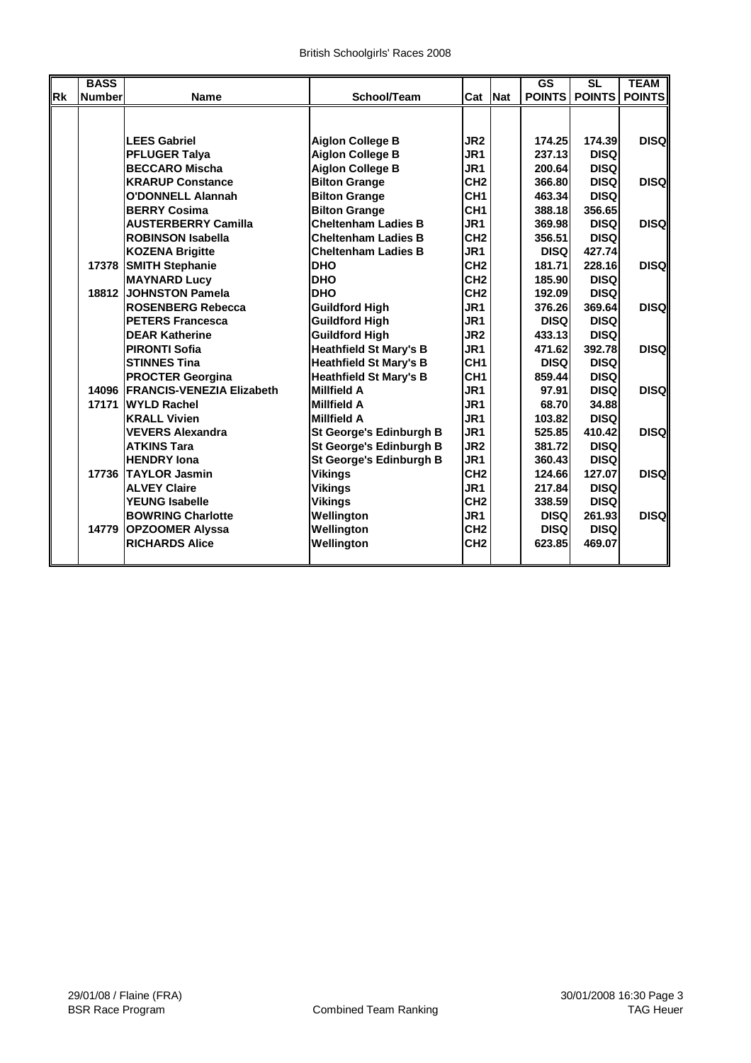| Rk | BASS Number | Name | School/Team | Cat | Nat | GS POINTS | SL POINTS | TEAM POINTS |
|---|---|---|---|---|---|---|---|---|
| | | **LEES Gabriel** | **Aiglon College B** | **JR2** | | **174.25** | **174.39** | **DISQ** |
| | | **PFLUGER Talya** | **Aiglon College B** | **JR1** | | **237.13** | **DISQ** | |
| | | **BECCARO Mischa** | **Aiglon College B** | **JR1** | | **200.64** | **DISQ** | |
| | | **KRARUP Constance** | **Bilton Grange** | **CH2** | | **366.80** | **DISQ** | **DISQ** |
| | | **O'DONNELL Alannah** | **Bilton Grange** | **CH1** | | **463.34** | **DISQ** | |
| | | **BERRY Cosima** | **Bilton Grange** | **CH1** | | **388.18** | **356.65** | |
| | | **AUSTERBERRY Camilla** | **Cheltenham Ladies B** | **JR1** | | **369.98** | **DISQ** | **DISQ** |
| | | **ROBINSON Isabella** | **Cheltenham Ladies B** | **CH2** | | **356.51** | **DISQ** | |
| | | **KOZENA Brigitte** | **Cheltenham Ladies B** | **JR1** | | **DISQ** | **427.74** | |
| | **17378** | **SMITH Stephanie** | **DHO** | **CH2** | | **181.71** | **228.16** | **DISQ** |
| | | **MAYNARD Lucy** | **DHO** | **CH2** | | **185.90** | **DISQ** | |
| | **18812** | **JOHNSTON Pamela** | **DHO** | **CH2** | | **192.09** | **DISQ** | |
| | | **ROSENBERG Rebecca** | **Guildford High** | **JR1** | | **376.26** | **369.64** | **DISQ** |
| | | **PETERS Francesca** | **Guildford High** | **JR1** | | **DISQ** | **DISQ** | |
| | | **DEAR Katherine** | **Guildford High** | **JR2** | | **433.13** | **DISQ** | |
| | | **PIRONTI Sofia** | **Heathfield St Mary's B** | **JR1** | | **471.62** | **392.78** | **DISQ** |
| | | **STINNES Tina** | **Heathfield St Mary's B** | **CH1** | | **DISQ** | **DISQ** | |
| | | **PROCTER Georgina** | **Heathfield St Mary's B** | **CH1** | | **859.44** | **DISQ** | |
| | **14096** | **FRANCIS-VENEZIA Elizabeth** | **Millfield A** | **JR1** | | **97.91** | **DISQ** | **DISQ** |
| | **17171** | **WYLD Rachel** | **Millfield A** | **JR1** | | **68.70** | **34.88** | |
| | | **KRALL Vivien** | **Millfield A** | **JR1** | | **103.82** | **DISQ** | |
| | | **VEVERS Alexandra** | **St George's Edinburgh B** | **JR1** | | **525.85** | **410.42** | **DISQ** |
| | | **ATKINS Tara** | **St George's Edinburgh B** | **JR2** | | **381.72** | **DISQ** | |
| | | **HENDRY Iona** | **St George's Edinburgh B** | **JR1** | | **360.43** | **DISQ** | |
| | **17736** | **TAYLOR Jasmin** | **Vikings** | **CH2** | | **124.66** | **127.07** | **DISQ** |
| | | **ALVEY Claire** | **Vikings** | **JR1** | | **217.84** | **DISQ** | |
| | | **YEUNG Isabelle** | **Vikings** | **CH2** | | **338.59** | **DISQ** | |
| | | **BOWRING Charlotte** | **Wellington** | **JR1** | | **DISQ** | **261.93** | **DISQ** |
| | **14779** | **OPZOOMER Alyssa** | **Wellington** | **CH2** | | **DISQ** | **DISQ** | |
| | | **RICHARDS Alice** | **Wellington** | **CH2** | | **623.85** | **469.07** | |